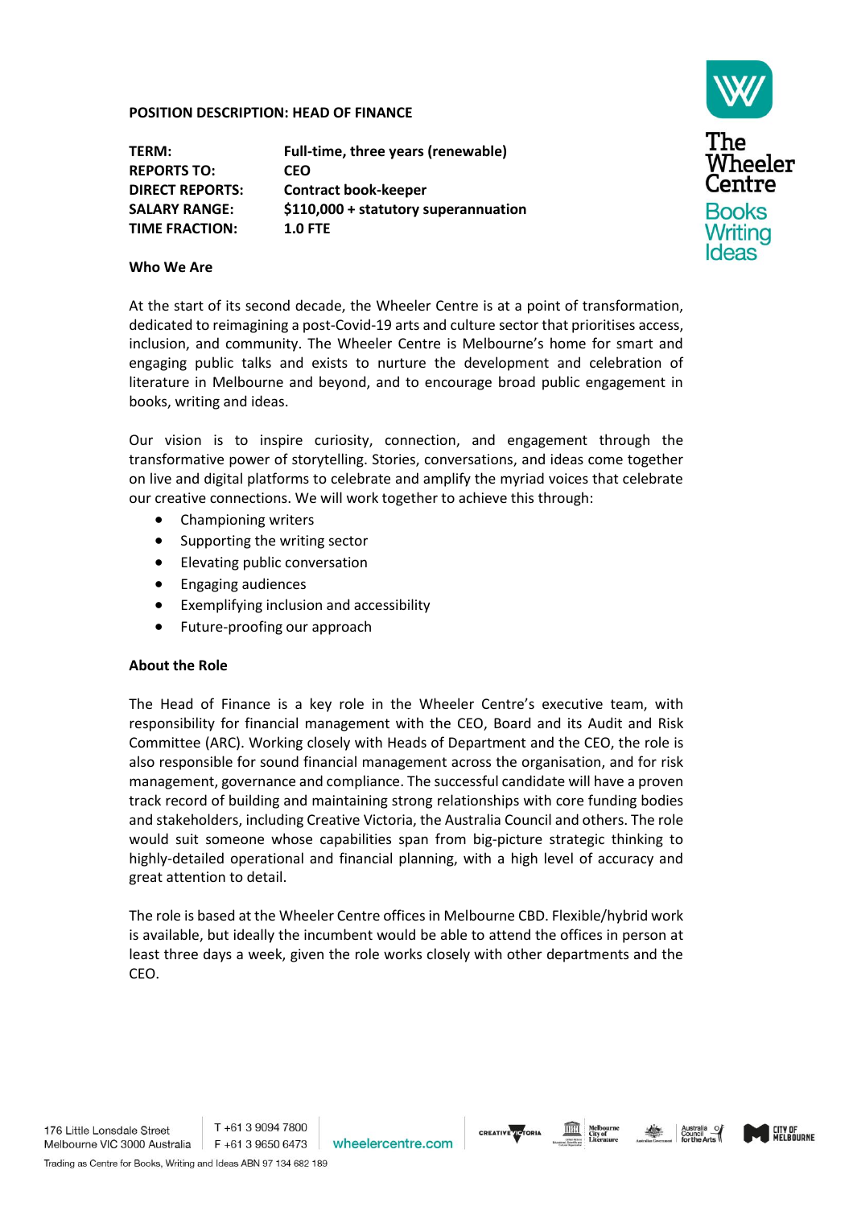# POSITION DESCRIPTION: HEAD OF FINANCE

| | |
|---|---|
| **TERM:** | **Full-time, three years (renewable)** |
| **REPORTS TO:** | **CEO** |
| **DIRECT REPORTS:** | **Contract book-keeper** |
| **SALARY RANGE:** | **$110,000 + statutory superannuation** |
| **TIME FRACTION:** | **1.0 FTE** |

## Who We Are

At the start of its second decade, the Wheeler Centre is at a point of transformation, dedicated to reimagining a post-Covid-19 arts and culture sector that prioritises access, inclusion, and community. The Wheeler Centre is Melbourne's home for smart and engaging public talks and exists to nurture the development and celebration of literature in Melbourne and beyond, and to encourage broad public engagement in books, writing and ideas.

Our vision is to inspire curiosity, connection, and engagement through the transformative power of storytelling. Stories, conversations, and ideas come together on live and digital platforms to celebrate and amplify the myriad voices that celebrate our creative connections. We will work together to achieve this through:

- Championing writers
- Supporting the writing sector
- Elevating public conversation
- Engaging audiences
- Exemplifying inclusion and accessibility
- Future-proofing our approach

## About the Role

The Head of Finance is a key role in the Wheeler Centre's executive team, with responsibility for financial management with the CEO, Board and its Audit and Risk Committee (ARC). Working closely with Heads of Department and the CEO, the role is also responsible for sound financial management across the organisation, and for risk management, governance and compliance. The successful candidate will have a proven track record of building and maintaining strong relationships with core funding bodies and stakeholders, including Creative Victoria, the Australia Council and others. The role would suit someone whose capabilities span from big-picture strategic thinking to highly-detailed operational and financial planning, with a high level of accuracy and great attention to detail.

The role is based at the Wheeler Centre offices in Melbourne CBD. Flexible/hybrid work is available, but ideally the incumbent would be able to attend the offices in person at least three days a week, given the role works closely with other departments and the CEO.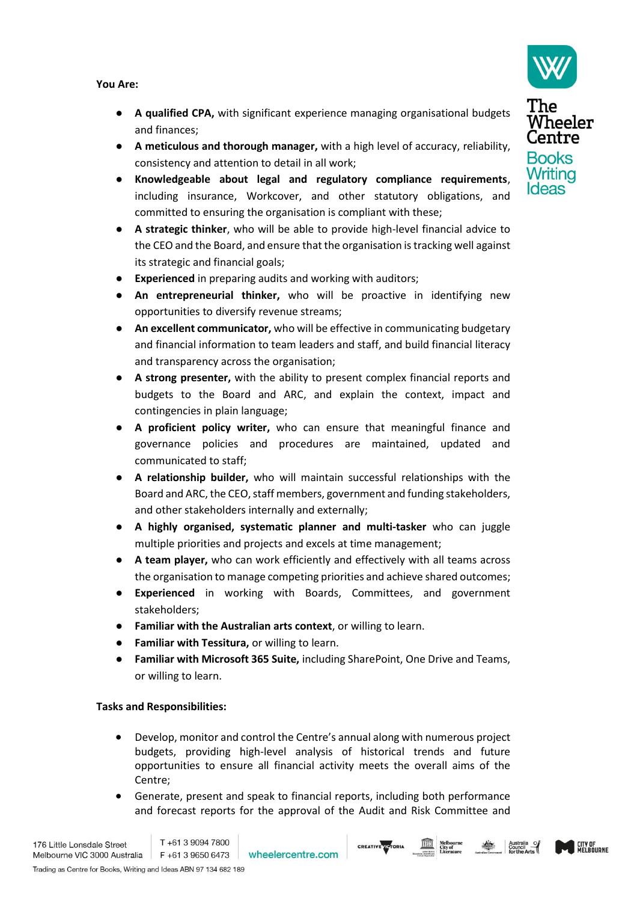**You Are:**

- **A qualified CPA,** with significant experience managing organisational budgets and finances;
- **A meticulous and thorough manager,** with a high level of accuracy, reliability, consistency and attention to detail in all work;
- **Knowledgeable about legal and regulatory compliance requirements**, including insurance, Workcover, and other statutory obligations, and committed to ensuring the organisation is compliant with these;
- **A strategic thinker**, who will be able to provide high-level financial advice to the CEO and the Board, and ensure that the organisation is tracking well against its strategic and financial goals;
- **Experienced** in preparing audits and working with auditors;
- **An entrepreneurial thinker,** who will be proactive in identifying new opportunities to diversify revenue streams;
- **An excellent communicator,** who will be effective in communicating budgetary and financial information to team leaders and staff, and build financial literacy and transparency across the organisation;
- **A strong presenter,** with the ability to present complex financial reports and budgets to the Board and ARC, and explain the context, impact and contingencies in plain language;
- **A proficient policy writer,** who can ensure that meaningful finance and governance policies and procedures are maintained, updated and communicated to staff;
- **A relationship builder,** who will maintain successful relationships with the Board and ARC, the CEO, staff members, government and funding stakeholders, and other stakeholders internally and externally;
- **A highly organised, systematic planner and multi-tasker** who can juggle multiple priorities and projects and excels at time management;
- **A team player,** who can work efficiently and effectively with all teams across the organisation to manage competing priorities and achieve shared outcomes;
- **Experienced** in working with Boards, Committees, and government stakeholders;
- **Familiar with the Australian arts context**, or willing to learn.
- **Familiar with Tessitura,** or willing to learn.
- **Familiar with Microsoft 365 Suite,** including SharePoint, One Drive and Teams, or willing to learn.

**Tasks and Responsibilities:**

- Develop, monitor and control the Centre's annual along with numerous project budgets, providing high-level analysis of historical trends and future opportunities to ensure all financial activity meets the overall aims of the Centre;
- Generate, present and speak to financial reports, including both performance and forecast reports for the approval of the Audit and Risk Committee and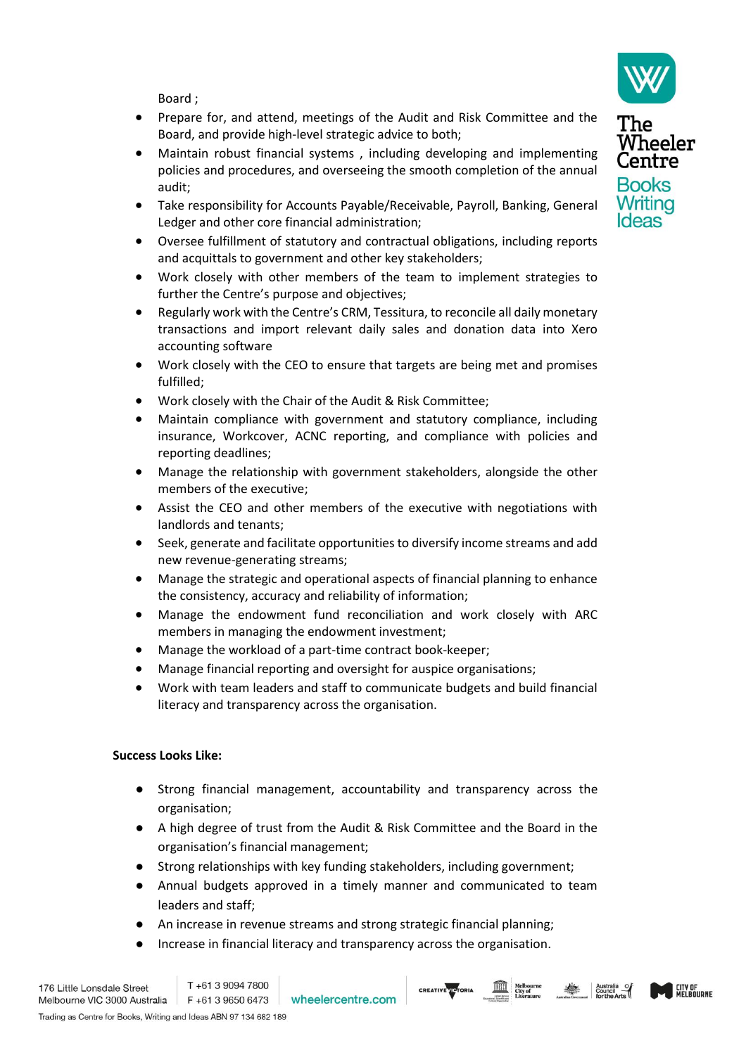Board ;

- Prepare for, and attend, meetings of the Audit and Risk Committee and the Board, and provide high-level strategic advice to both;
- Maintain robust financial systems , including developing and implementing policies and procedures, and overseeing the smooth completion of the annual audit;
- Take responsibility for Accounts Payable/Receivable, Payroll, Banking, General Ledger and other core financial administration;
- Oversee fulfillment of statutory and contractual obligations, including reports and acquittals to government and other key stakeholders;
- Work closely with other members of the team to implement strategies to further the Centre's purpose and objectives;
- Regularly work with the Centre's CRM, Tessitura, to reconcile all daily monetary transactions and import relevant daily sales and donation data into Xero accounting software
- Work closely with the CEO to ensure that targets are being met and promises fulfilled;
- Work closely with the Chair of the Audit & Risk Committee;
- Maintain compliance with government and statutory compliance, including insurance, Workcover, ACNC reporting, and compliance with policies and reporting deadlines;
- Manage the relationship with government stakeholders, alongside the other members of the executive;
- Assist the CEO and other members of the executive with negotiations with landlords and tenants;
- Seek, generate and facilitate opportunities to diversify income streams and add new revenue-generating streams;
- Manage the strategic and operational aspects of financial planning to enhance the consistency, accuracy and reliability of information;
- Manage the endowment fund reconciliation and work closely with ARC members in managing the endowment investment;
- Manage the workload of a part-time contract book-keeper;
- Manage financial reporting and oversight for auspice organisations;
- Work with team leaders and staff to communicate budgets and build financial literacy and transparency across the organisation.

**Success Looks Like:**

- Strong financial management, accountability and transparency across the organisation;
- A high degree of trust from the Audit & Risk Committee and the Board in the organisation's financial management;
- Strong relationships with key funding stakeholders, including government;
- Annual budgets approved in a timely manner and communicated to team leaders and staff;
- An increase in revenue streams and strong strategic financial planning;
- Increase in financial literacy and transparency across the organisation.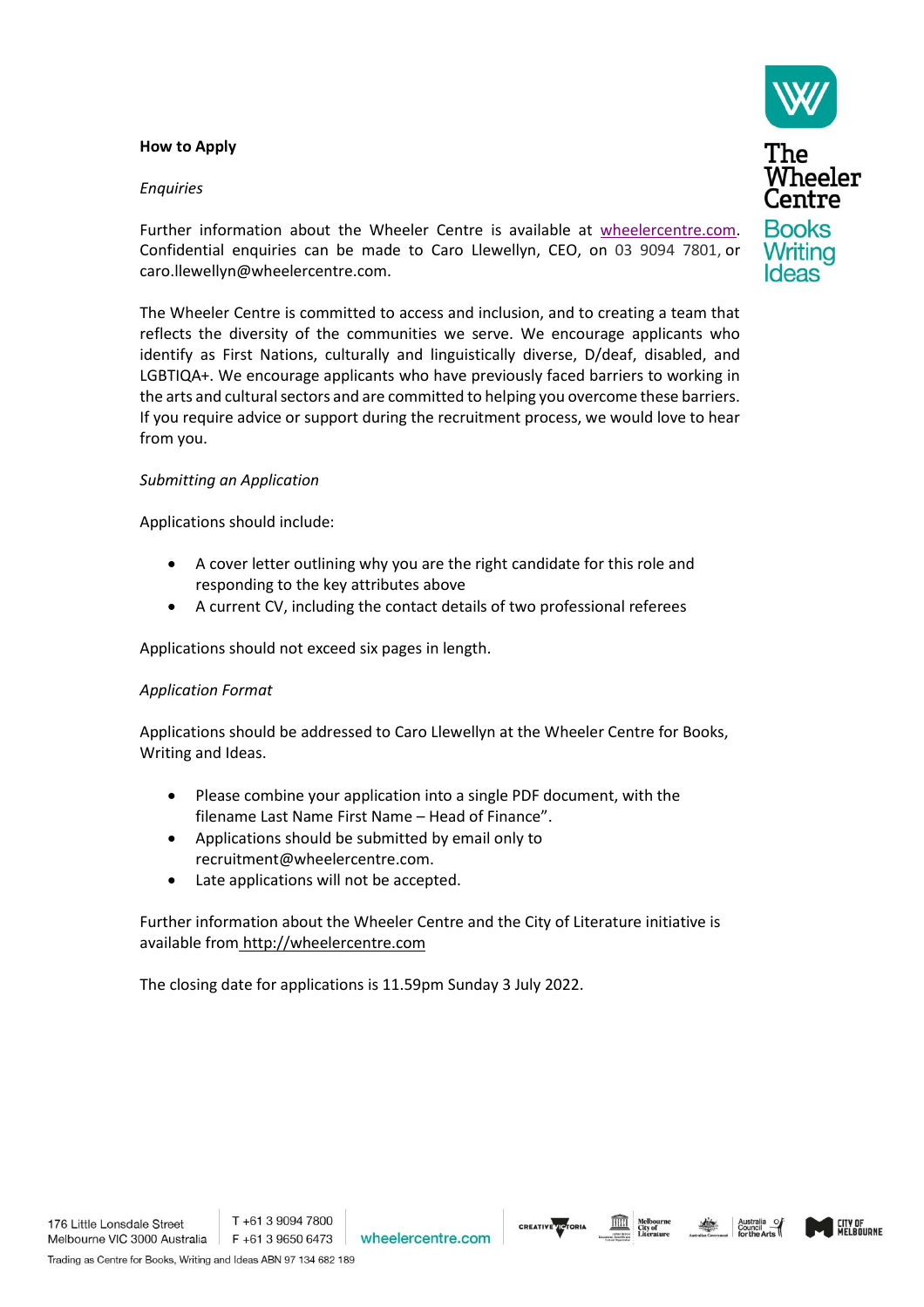**How to Apply**

*Enquiries*

Further information about the Wheeler Centre is available at wheelercentre.com. Confidential enquiries can be made to Caro Llewellyn, CEO, on 03 9094 7801, or caro.llewellyn@wheelercentre.com.

The Wheeler Centre is committed to access and inclusion, and to creating a team that reflects the diversity of the communities we serve. We encourage applicants who identify as First Nations, culturally and linguistically diverse, D/deaf, disabled, and LGBTIQA+. We encourage applicants who have previously faced barriers to working in the arts and cultural sectors and are committed to helping you overcome these barriers. If you require advice or support during the recruitment process, we would love to hear from you.

*Submitting an Application*

Applications should include:

- A cover letter outlining why you are the right candidate for this role and responding to the key attributes above
- A current CV, including the contact details of two professional referees

Applications should not exceed six pages in length.

*Application Format*

Applications should be addressed to Caro Llewellyn at the Wheeler Centre for Books, Writing and Ideas.

- Please combine your application into a single PDF document, with the filename Last Name First Name – Head of Finance".
- Applications should be submitted by email only to recruitment@wheelercentre.com.
- Late applications will not be accepted.

Further information about the Wheeler Centre and the City of Literature initiative is available from http://wheelercentre.com

The closing date for applications is 11.59pm Sunday 3 July 2022.